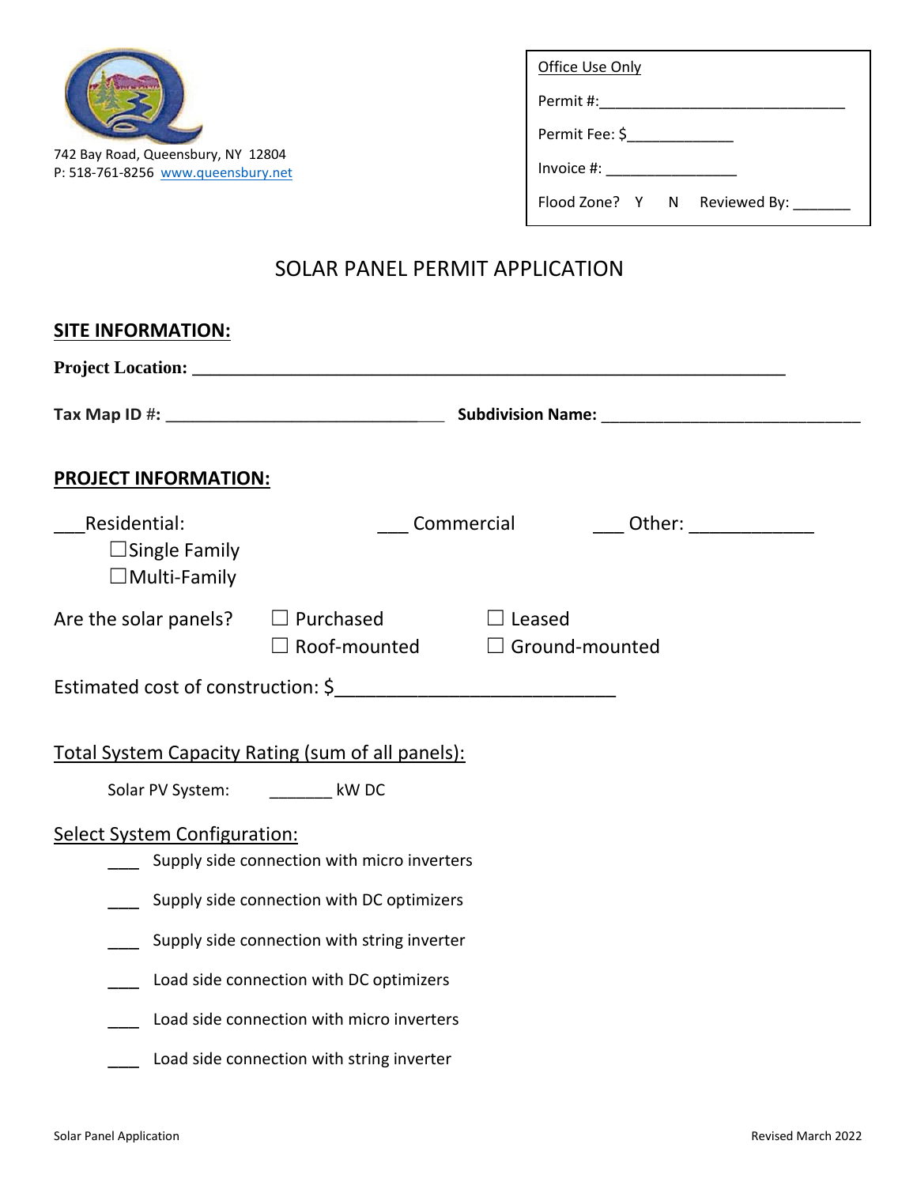742 Bay Road, Queensbury, NY 12804
P: 518-761-8256 www.queensbury.net

Office Use Only

Permit #:______________________________

Permit Fee: $_____________

Invoice #: ________________

Flood Zone? Y N Reviewed By: _______

# SOLAR PANEL PERMIT APPLICATION

## SITE INFORMATION:

**Project Location:** ______________________________________________________________________

**Tax Map ID #:** ________________________________ **Subdivision Name:** ______________________________

## PROJECT INFORMATION:

___Residential:
- ☐Single Family
- ☐Multi-Family

___ Commercial ___ Other: ____________

Are the solar panels? ☐ Purchased ☐ Leased
☐ Roof-mounted ☐ Ground-mounted

Estimated cost of construction: $___________________________

Total System Capacity Rating (sum of all panels):

Solar PV System: _______ kW DC

Select System Configuration:

___ Supply side connection with micro inverters

___ Supply side connection with DC optimizers

___ Supply side connection with string inverter

___ Load side connection with DC optimizers

___ Load side connection with micro inverters

___ Load side connection with string inverter

Solar Panel Application Revised March 2022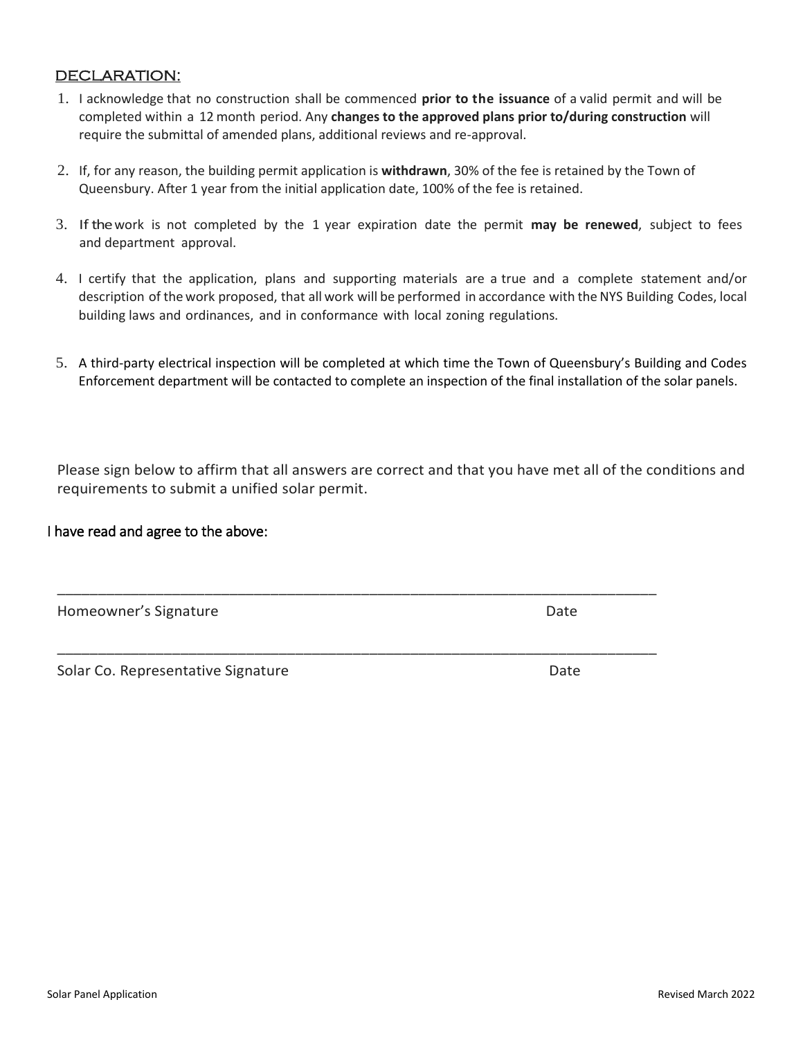## DECLARATION:

1. I acknowledge that no construction shall be commenced **prior to the issuance** of a valid permit and will be completed within a 12 month period. Any **changes to the approved plans prior to/during construction** will require the submittal of amended plans, additional reviews and re-approval.
2. If, for any reason, the building permit application is **withdrawn**, 30% of the fee is retained by the Town of Queensbury. After 1 year from the initial application date, 100% of the fee is retained.
3. If the work is not completed by the 1 year expiration date the permit **may be renewed**, subject to fees and department approval.
4. I certify that the application, plans and supporting materials are a true and a complete statement and/or description of the work proposed, that all work will be performed in accordance with the NYS Building Codes, local building laws and ordinances, and in conformance with local zoning regulations.
5. A third-party electrical inspection will be completed at which time the Town of Queensbury's Building and Codes Enforcement department will be contacted to complete an inspection of the final installation of the solar panels.

Please sign below to affirm that all answers are correct and that you have met all of the conditions and requirements to submit a unified solar permit.

I have read and agree to the above:

\_\_\_\_\_\_\_\_\_\_\_\_\_\_\_\_\_\_\_\_\_\_\_\_\_\_\_\_\_\_\_\_\_\_\_\_\_\_\_\_\_\_\_\_\_\_\_\_\_\_\_\_\_\_\_\_\_\_\_\_\_\_\_\_

Homeowner's Signature　　　　　　　　　　　　　　　　Date

\_\_\_\_\_\_\_\_\_\_\_\_\_\_\_\_\_\_\_\_\_\_\_\_\_\_\_\_\_\_\_\_\_\_\_\_\_\_\_\_\_\_\_\_\_\_\_\_\_\_\_\_\_\_\_\_\_\_\_\_\_\_\_\_

Solar Co. Representative Signature　　　　　　　　　　　　Date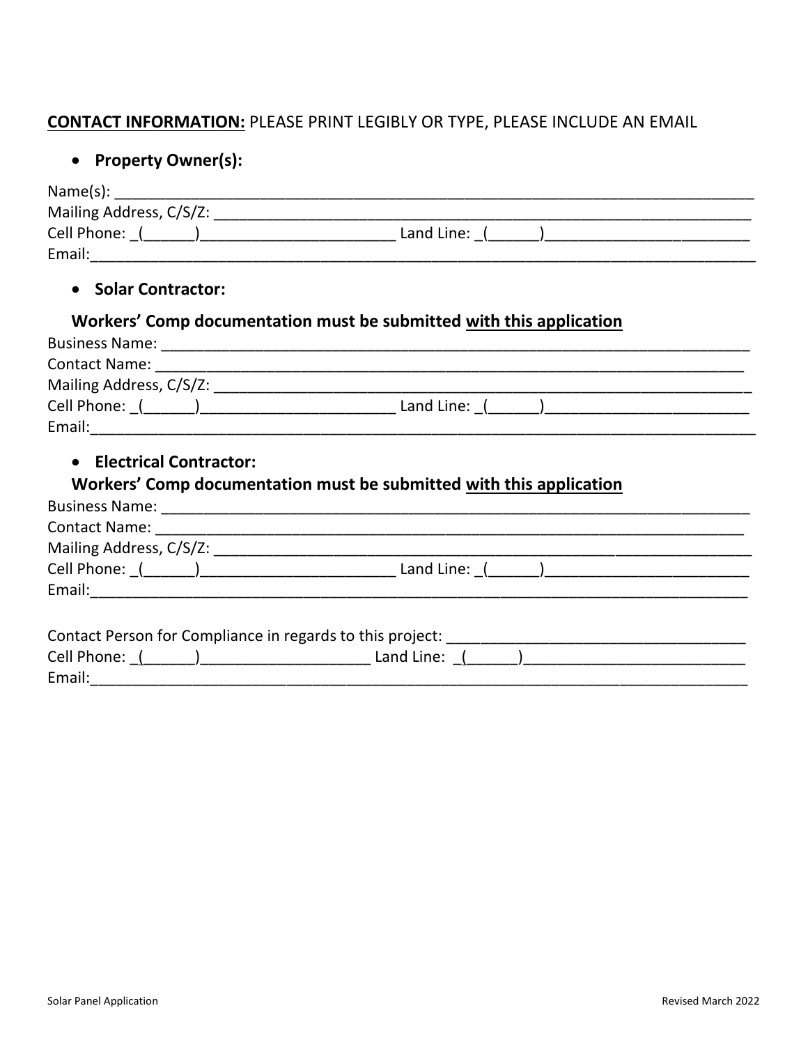**CONTACT INFORMATION:** PLEASE PRINT LEGIBLY OR TYPE, PLEASE INCLUDE AN EMAIL

- **Property Owner(s):**

Name(s): ___________________________________________________________________________
Mailing Address, C/S/Z: ______________________________________________________________
Cell Phone: _(______)________________________ Land Line: _(______)_________________________
Email:_______________________________________________________________________________

- **Solar Contractor:**

**Workers' Comp documentation must be submitted with this application**

Business Name: ______________________________________________________________________
Contact Name: _______________________________________________________________________
Mailing Address, C/S/Z: ______________________________________________________________
Cell Phone: _(______)________________________ Land Line: _(______)_________________________
Email:_______________________________________________________________________________

- **Electrical Contractor:**

**Workers' Comp documentation must be submitted with this application**

Business Name: ______________________________________________________________________
Contact Name: _______________________________________________________________________
Mailing Address, C/S/Z: ______________________________________________________________
Cell Phone: _(______)________________________ Land Line: _(______)_________________________
Email:_______________________________________________________________________________

Contact Person for Compliance in regards to this project: ___________________________________
Cell Phone: _(______)_____________________ Land Line: _(______)___________________________
Email:_______________________________________________________________________________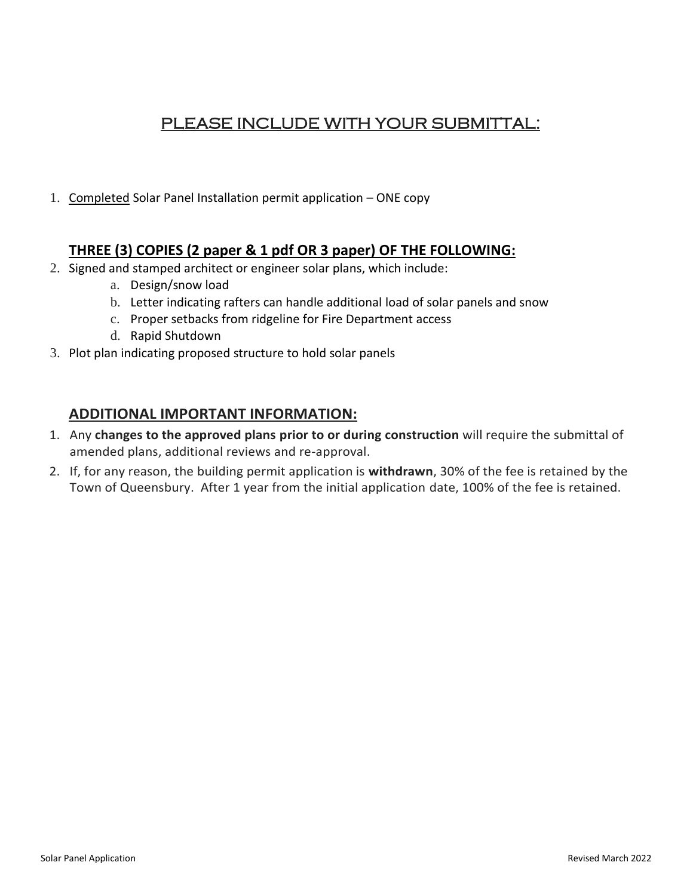# PLEASE INCLUDE WITH YOUR SUBMITTAL:

1. Completed Solar Panel Installation permit application – ONE copy

## THREE (3) COPIES (2 paper & 1 pdf OR 3 paper) OF THE FOLLOWING:

2. Signed and stamped architect or engineer solar plans, which include:
   a. Design/snow load
   b. Letter indicating rafters can handle additional load of solar panels and snow
   c. Proper setbacks from ridgeline for Fire Department access
   d. Rapid Shutdown
3. Plot plan indicating proposed structure to hold solar panels

## ADDITIONAL IMPORTANT INFORMATION:

1. Any **changes to the approved plans prior to or during construction** will require the submittal of amended plans, additional reviews and re-approval.
2. If, for any reason, the building permit application is **withdrawn**, 30% of the fee is retained by the Town of Queensbury. After 1 year from the initial application date, 100% of the fee is retained.